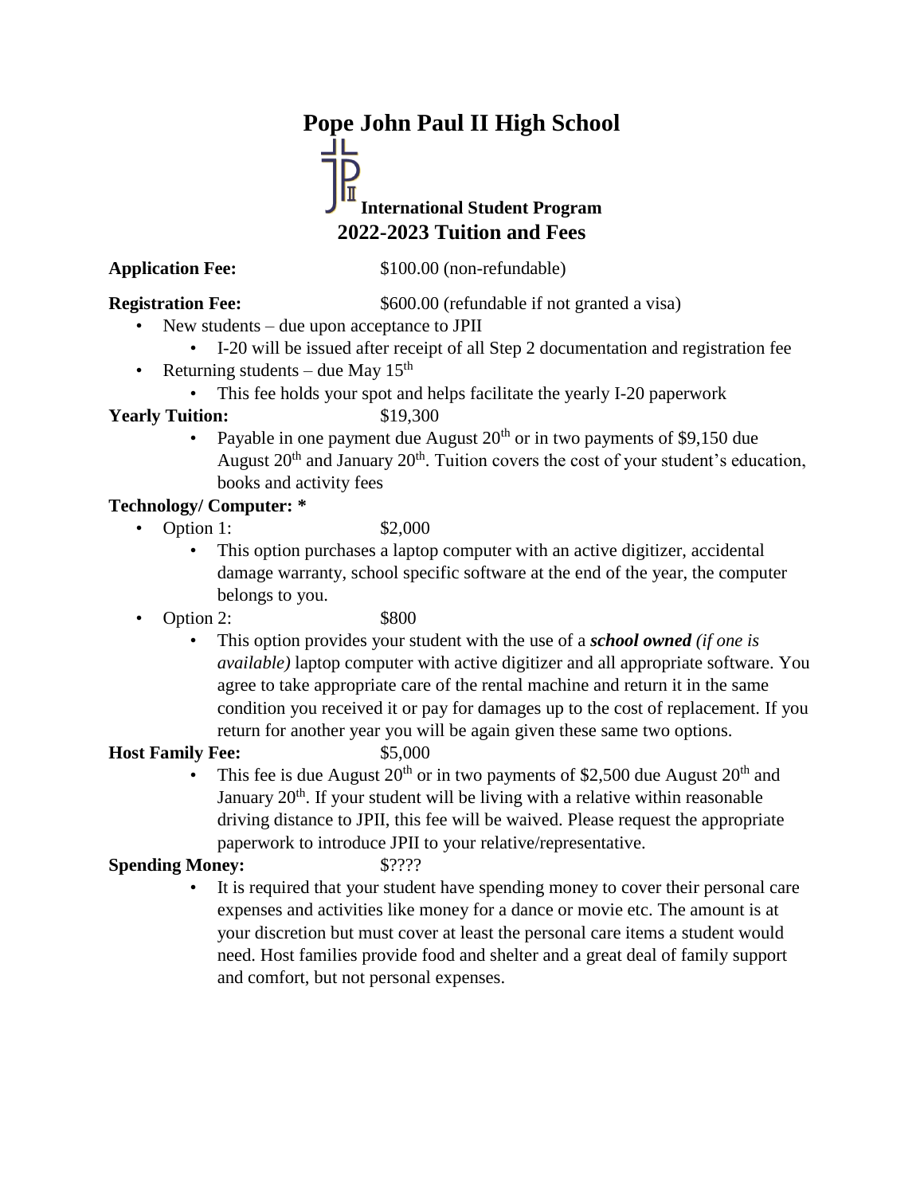# Pope John Paul II High School

## International Student Program

## 2022-2023 Tuition and Fees

**Application Fee:** $100.00 (non-refundable)

**Registration Fee:** $600.00 (refundable if not granted a visa)

- New students – due upon acceptance to JPII
  - I-20 will be issued after receipt of all Step 2 documentation and registration fee
- Returning students – due May 15th
  - This fee holds your spot and helps facilitate the yearly I-20 paperwork

**Yearly Tuition:** $19,300

- Payable in one payment due August 20th or in two payments of $9,150 due August 20th and January 20th. Tuition covers the cost of your student's education, books and activity fees

**Technology/ Computer: ***

- Option 1: $2,000
  - This option purchases a laptop computer with an active digitizer, accidental damage warranty, school specific software at the end of the year, the computer belongs to you.
- Option 2: $800
  - This option provides your student with the use of a ***school owned*** *(if one is available)* laptop computer with active digitizer and all appropriate software. You agree to take appropriate care of the rental machine and return it in the same condition you received it or pay for damages up to the cost of replacement. If you return for another year you will be again given these same two options.

**Host Family Fee:** $5,000

- This fee is due August 20th or in two payments of $2,500 due August 20th and January 20th. If your student will be living with a relative within reasonable driving distance to JPII, this fee will be waived. Please request the appropriate paperwork to introduce JPII to your relative/representative.

**Spending Money:** $????

- It is required that your student have spending money to cover their personal care expenses and activities like money for a dance or movie etc. The amount is at your discretion but must cover at least the personal care items a student would need. Host families provide food and shelter and a great deal of family support and comfort, but not personal expenses.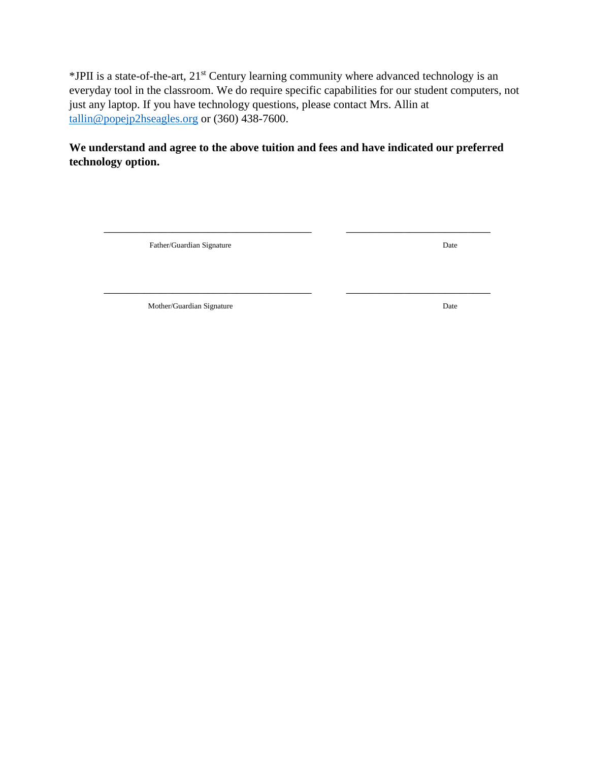*JPII is a state-of-the-art, 21st Century learning community where advanced technology is an everyday tool in the classroom. We do require specific capabilities for our student computers, not just any laptop. If you have technology questions, please contact Mrs. Allin at [tallin@popejp2hseagles.org](mailto:tallin@popejp2hseagles.org) or (360) 438-7600.

**We understand and agree to the above tuition and fees and have indicated our preferred technology option.**

\_\_\_\_\_\_\_\_\_\_\_\_\_\_\_\_\_\_\_\_\_\_\_\_\_\_\_\_\_\_\_\_\_\_\_\_\_\_\_\_ \_\_\_\_\_\_\_\_\_\_\_\_\_\_\_\_\_\_\_\_\_\_\_\_\_\_\_\_

Father/Guardian Signature Date

\_\_\_\_\_\_\_\_\_\_\_\_\_\_\_\_\_\_\_\_\_\_\_\_\_\_\_\_\_\_\_\_\_\_\_\_\_\_\_\_ \_\_\_\_\_\_\_\_\_\_\_\_\_\_\_\_\_\_\_\_\_\_\_\_\_\_\_\_

Mother/Guardian Signature Date